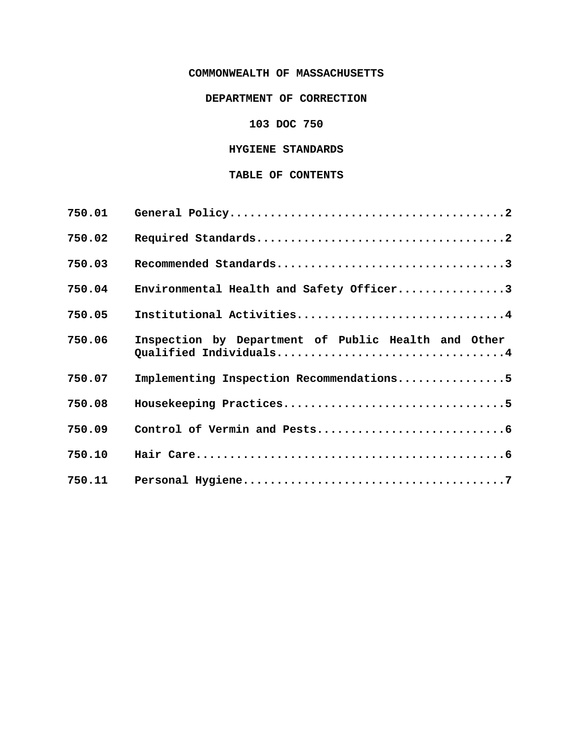# COMMONWEALTH OF MASSACHUSETTS

# DEPARTMENT OF CORRECTION

# 103 DOC 750

# HYGIENE STANDARDS

## TABLE OF CONTENTS

| | | |
|---|---|---|
| 750.01 | General Policy | 2 |
| 750.02 | Required Standards | 2 |
| 750.03 | Recommended Standards | 3 |
| 750.04 | Environmental Health and Safety Officer | 3 |
| 750.05 | Institutional Activities | 4 |
| 750.06 | Inspection by Department of Public Health and Other Qualified Individuals | 4 |
| 750.07 | Implementing Inspection Recommendations | 5 |
| 750.08 | Housekeeping Practices | 5 |
| 750.09 | Control of Vermin and Pests | 6 |
| 750.10 | Hair Care | 6 |
| 750.11 | Personal Hygiene | 7 |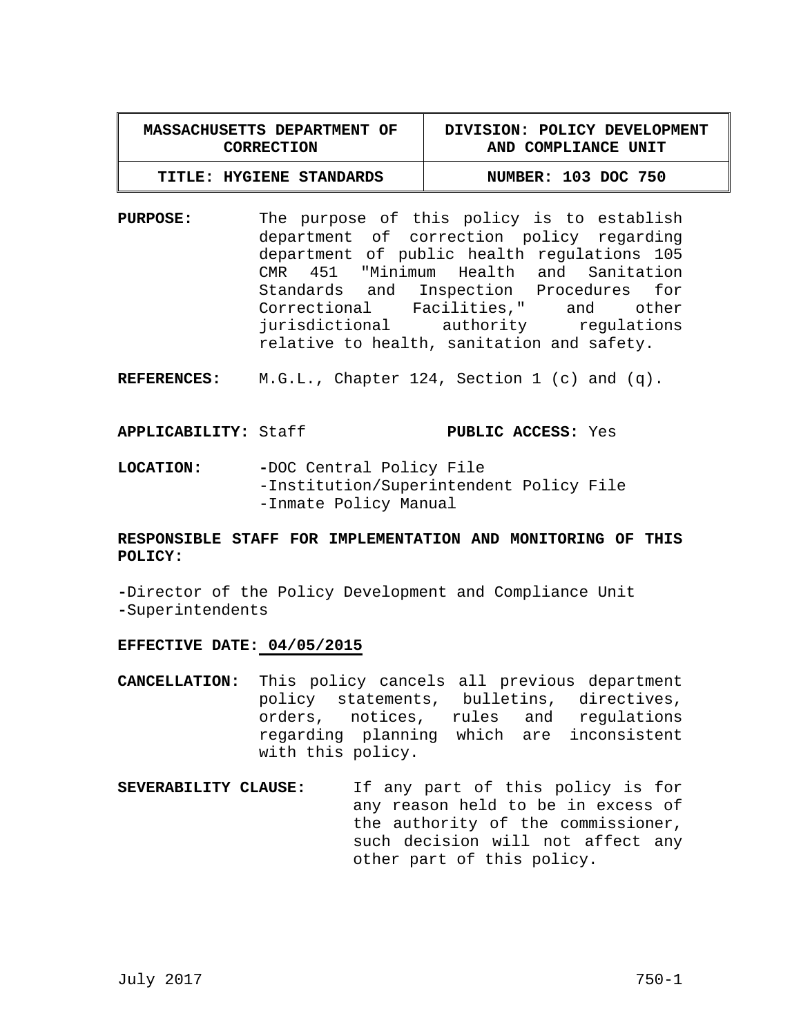| MASSACHUSETTS DEPARTMENT OF CORRECTION | DIVISION: POLICY DEVELOPMENT AND COMPLIANCE UNIT |
|---|---|
| TITLE: HYGIENE STANDARDS | NUMBER: 103 DOC 750 |

**PURPOSE:** The purpose of this policy is to establish department of correction policy regarding department of public health regulations 105 CMR 451 "Minimum Health and Sanitation Standards and Inspection Procedures for Correctional Facilities," and other jurisdictional authority regulations relative to health, sanitation and safety.

**REFERENCES:** M.G.L., Chapter 124, Section 1 (c) and (q).

**APPLICABILITY:** Staff **PUBLIC ACCESS:** Yes

**LOCATION:**
- DOC Central Policy File
- Institution/Superintendent Policy File
- Inmate Policy Manual

**RESPONSIBLE STAFF FOR IMPLEMENTATION AND MONITORING OF THIS POLICY:**

- Director of the Policy Development and Compliance Unit
- Superintendents

**EFFECTIVE DATE: 04/05/2015**

**CANCELLATION:** This policy cancels all previous department policy statements, bulletins, directives, orders, notices, rules and regulations regarding planning which are inconsistent with this policy.

**SEVERABILITY CLAUSE:** If any part of this policy is for any reason held to be in excess of the authority of the commissioner, such decision will not affect any other part of this policy.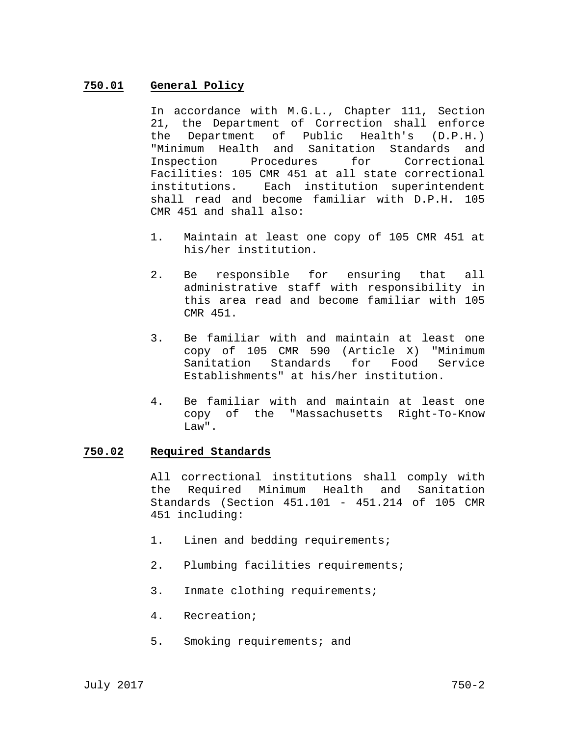## 750.01 General Policy

In accordance with M.G.L., Chapter 111, Section 21, the Department of Correction shall enforce the Department of Public Health's (D.P.H.) "Minimum Health and Sanitation Standards and Inspection Procedures for Correctional Facilities: 105 CMR 451 at all state correctional institutions. Each institution superintendent shall read and become familiar with D.P.H. 105 CMR 451 and shall also:

1. Maintain at least one copy of 105 CMR 451 at his/her institution.

2. Be responsible for ensuring that all administrative staff with responsibility in this area read and become familiar with 105 CMR 451.

3. Be familiar with and maintain at least one copy of 105 CMR 590 (Article X) "Minimum Sanitation Standards for Food Service Establishments" at his/her institution.

4. Be familiar with and maintain at least one copy of the "Massachusetts Right-To-Know Law".

## 750.02 Required Standards

All correctional institutions shall comply with the Required Minimum Health and Sanitation Standards (Section 451.101 - 451.214 of 105 CMR 451 including:

1. Linen and bedding requirements;

2. Plumbing facilities requirements;

3. Inmate clothing requirements;

4. Recreation;

5. Smoking requirements; and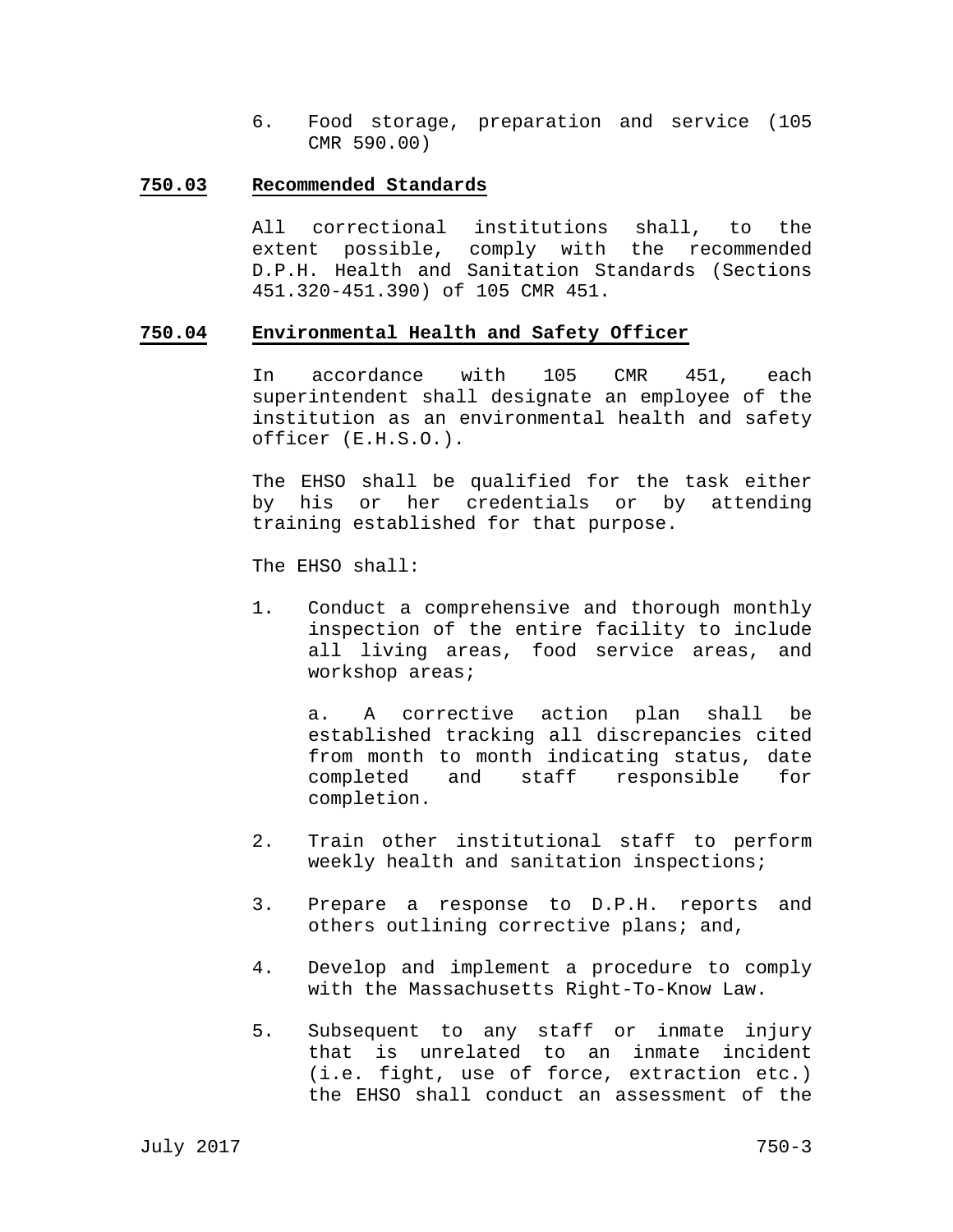6. Food storage, preparation and service (105 CMR 590.00)

## 750.03 Recommended Standards

All correctional institutions shall, to the extent possible, comply with the recommended D.P.H. Health and Sanitation Standards (Sections 451.320-451.390) of 105 CMR 451.

## 750.04 Environmental Health and Safety Officer

In accordance with 105 CMR 451, each superintendent shall designate an employee of the institution as an environmental health and safety officer (E.H.S.O.).

The EHSO shall be qualified for the task either by his or her credentials or by attending training established for that purpose.

The EHSO shall:

1. Conduct a comprehensive and thorough monthly inspection of the entire facility to include all living areas, food service areas, and workshop areas;

   a. A corrective action plan shall be established tracking all discrepancies cited from month to month indicating status, date completed and staff responsible for completion.

2. Train other institutional staff to perform weekly health and sanitation inspections;

3. Prepare a response to D.P.H. reports and others outlining corrective plans; and,

4. Develop and implement a procedure to comply with the Massachusetts Right-To-Know Law.

5. Subsequent to any staff or inmate injury that is unrelated to an inmate incident (i.e. fight, use of force, extraction etc.) the EHSO shall conduct an assessment of the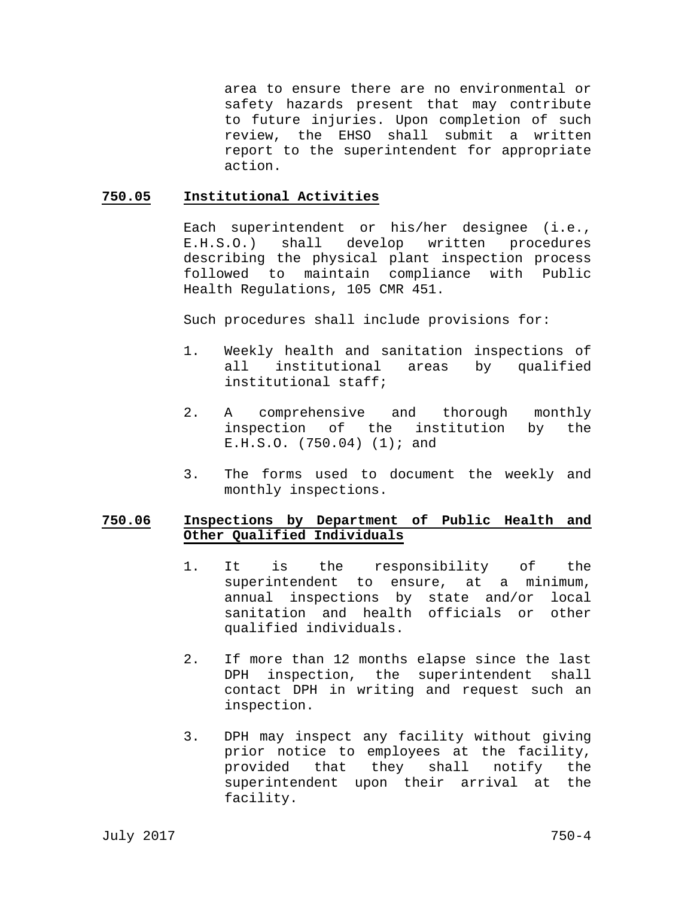area to ensure there are no environmental or safety hazards present that may contribute to future injuries. Upon completion of such review, the EHSO shall submit a written report to the superintendent for appropriate action.

## 750.05 Institutional Activities

Each superintendent or his/her designee (i.e., E.H.S.O.) shall develop written procedures describing the physical plant inspection process followed to maintain compliance with Public Health Regulations, 105 CMR 451.

Such procedures shall include provisions for:

1. Weekly health and sanitation inspections of all institutional areas by qualified institutional staff;

2. A comprehensive and thorough monthly inspection of the institution by the E.H.S.O. (750.04) (1); and

3. The forms used to document the weekly and monthly inspections.

## 750.06 Inspections by Department of Public Health and Other Qualified Individuals

1. It is the responsibility of the superintendent to ensure, at a minimum, annual inspections by state and/or local sanitation and health officials or other qualified individuals.

2. If more than 12 months elapse since the last DPH inspection, the superintendent shall contact DPH in writing and request such an inspection.

3. DPH may inspect any facility without giving prior notice to employees at the facility, provided that they shall notify the superintendent upon their arrival at the facility.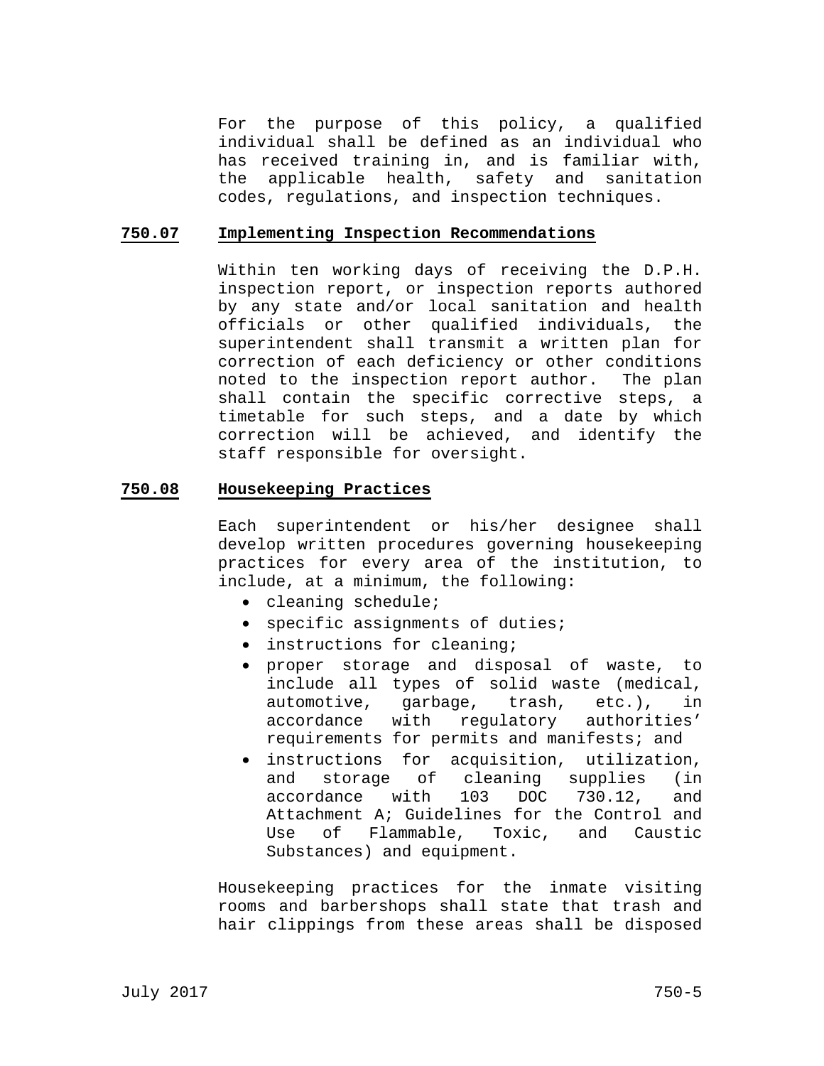For the purpose of this policy, a qualified individual shall be defined as an individual who has received training in, and is familiar with, the applicable health, safety and sanitation codes, regulations, and inspection techniques.

## 750.07 Implementing Inspection Recommendations

Within ten working days of receiving the D.P.H. inspection report, or inspection reports authored by any state and/or local sanitation and health officials or other qualified individuals, the superintendent shall transmit a written plan for correction of each deficiency or other conditions noted to the inspection report author. The plan shall contain the specific corrective steps, a timetable for such steps, and a date by which correction will be achieved, and identify the staff responsible for oversight.

## 750.08 Housekeeping Practices

Each superintendent or his/her designee shall develop written procedures governing housekeeping practices for every area of the institution, to include, at a minimum, the following:

- cleaning schedule;
- specific assignments of duties;
- instructions for cleaning;
- proper storage and disposal of waste, to include all types of solid waste (medical, automotive, garbage, trash, etc.), in accordance with regulatory authorities' requirements for permits and manifests; and
- instructions for acquisition, utilization, and storage of cleaning supplies (in accordance with 103 DOC 730.12, and Attachment A; Guidelines for the Control and Use of Flammable, Toxic, and Caustic Substances) and equipment.

Housekeeping practices for the inmate visiting rooms and barbershops shall state that trash and hair clippings from these areas shall be disposed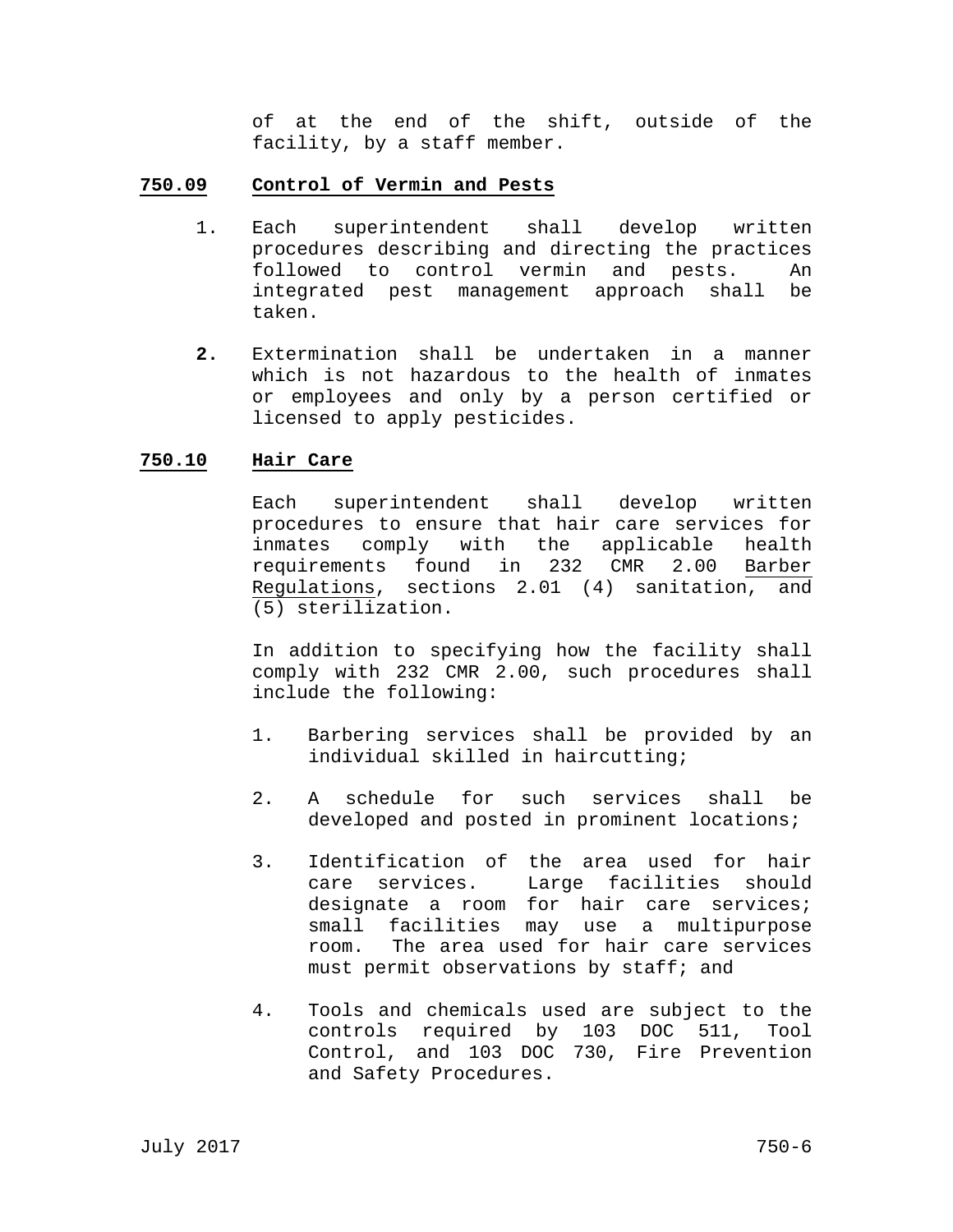of at the end of the shift, outside of the facility, by a staff member.

## 750.09 Control of Vermin and Pests

1. Each superintendent shall develop written procedures describing and directing the practices followed to control vermin and pests. An integrated pest management approach shall be taken.

2. Extermination shall be undertaken in a manner which is not hazardous to the health of inmates or employees and only by a person certified or licensed to apply pesticides.

## 750.10 Hair Care

Each superintendent shall develop written procedures to ensure that hair care services for inmates comply with the applicable health requirements found in 232 CMR 2.00 Barber Regulations, sections 2.01 (4) sanitation, and (5) sterilization.

In addition to specifying how the facility shall comply with 232 CMR 2.00, such procedures shall include the following:

1. Barbering services shall be provided by an individual skilled in haircutting;

2. A schedule for such services shall be developed and posted in prominent locations;

3. Identification of the area used for hair care services. Large facilities should designate a room for hair care services; small facilities may use a multipurpose room. The area used for hair care services must permit observations by staff; and

4. Tools and chemicals used are subject to the controls required by 103 DOC 511, Tool Control, and 103 DOC 730, Fire Prevention and Safety Procedures.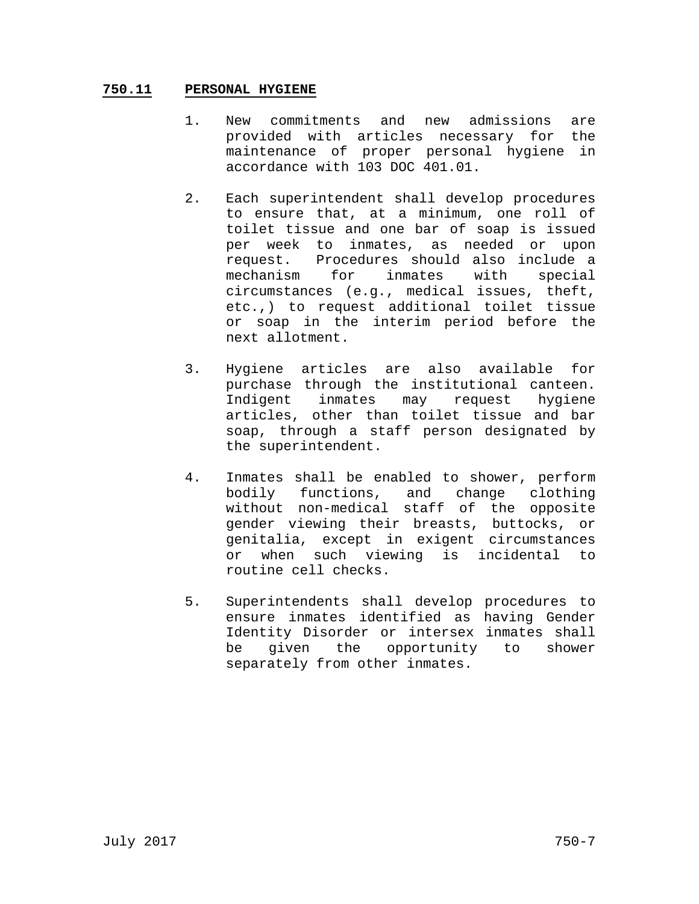## 750.11 PERSONAL HYGIENE

1. New commitments and new admissions are provided with articles necessary for the maintenance of proper personal hygiene in accordance with 103 DOC 401.01.

2. Each superintendent shall develop procedures to ensure that, at a minimum, one roll of toilet tissue and one bar of soap is issued per week to inmates, as needed or upon request. Procedures should also include a mechanism for inmates with special circumstances (e.g., medical issues, theft, etc.,) to request additional toilet tissue or soap in the interim period before the next allotment.

3. Hygiene articles are also available for purchase through the institutional canteen. Indigent inmates may request hygiene articles, other than toilet tissue and bar soap, through a staff person designated by the superintendent.

4. Inmates shall be enabled to shower, perform bodily functions, and change clothing without non-medical staff of the opposite gender viewing their breasts, buttocks, or genitalia, except in exigent circumstances or when such viewing is incidental to routine cell checks.

5. Superintendents shall develop procedures to ensure inmates identified as having Gender Identity Disorder or intersex inmates shall be given the opportunity to shower separately from other inmates.